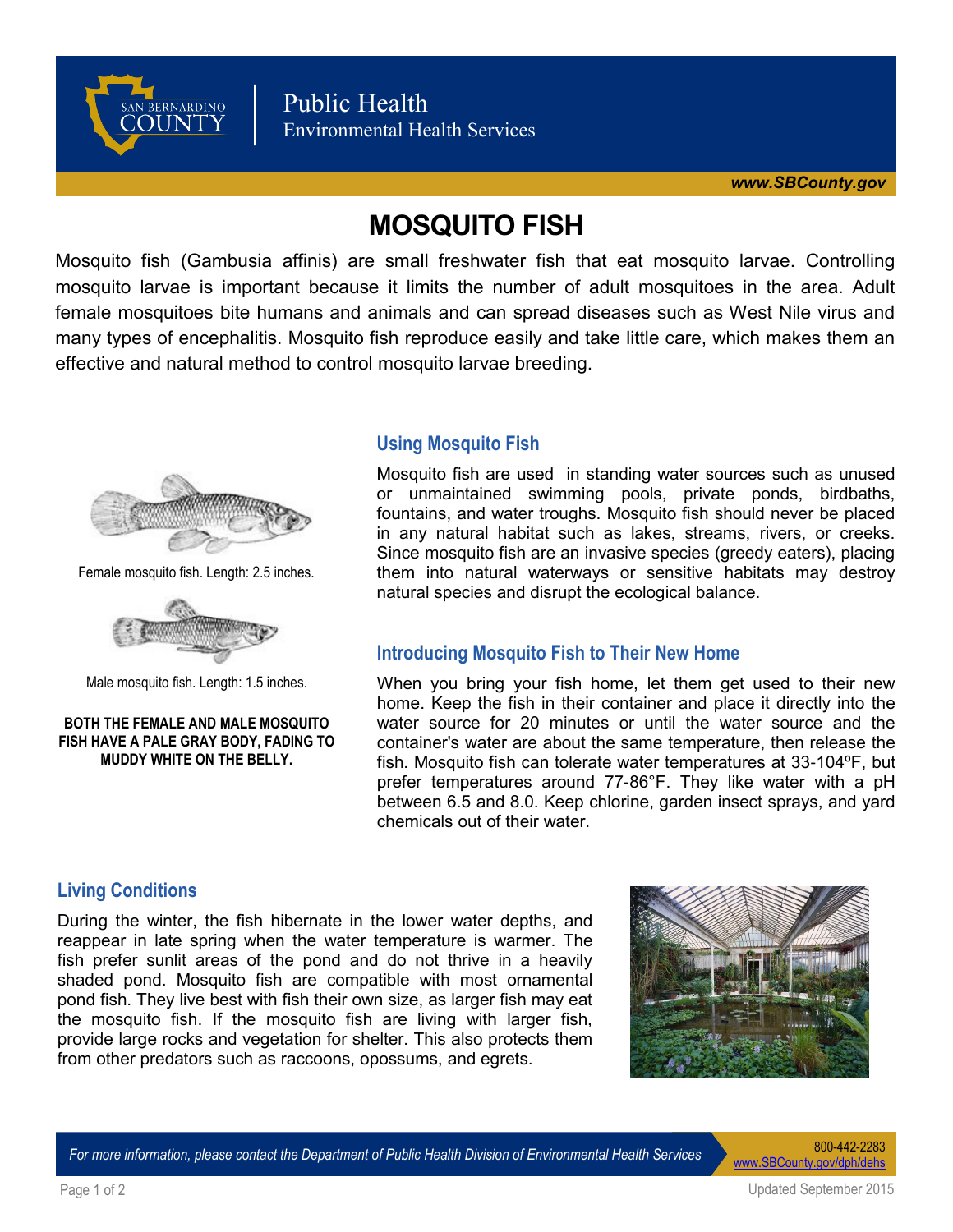Public Health
Environmental Health Services

www.SBCounty.gov

# MOSQUITO FISH

Mosquito fish (Gambusia affinis) are small freshwater fish that eat mosquito larvae. Controlling mosquito larvae is important because it limits the number of adult mosquitoes in the area. Adult female mosquitoes bite humans and animals and can spread diseases such as West Nile virus and many types of encephalitis. Mosquito fish reproduce easily and take little care, which makes them an effective and natural method to control mosquito larvae breeding.

Female mosquito fish. Length: 2.5 inches.

Male mosquito fish. Length: 1.5 inches.

**BOTH THE FEMALE AND MALE MOSQUITO FISH HAVE A PALE GRAY BODY, FADING TO MUDDY WHITE ON THE BELLY.**

## Using Mosquito Fish

Mosquito fish are used in standing water sources such as unused or unmaintained swimming pools, private ponds, birdbaths, fountains, and water troughs. Mosquito fish should never be placed in any natural habitat such as lakes, streams, rivers, or creeks. Since mosquito fish are an invasive species (greedy eaters), placing them into natural waterways or sensitive habitats may destroy natural species and disrupt the ecological balance.

## Introducing Mosquito Fish to Their New Home

When you bring your fish home, let them get used to their new home. Keep the fish in their container and place it directly into the water source for 20 minutes or until the water source and the container's water are about the same temperature, then release the fish. Mosquito fish can tolerate water temperatures at 33-104ºF, but prefer temperatures around 77-86°F. They like water with a pH between 6.5 and 8.0. Keep chlorine, garden insect sprays, and yard chemicals out of their water.

## Living Conditions

During the winter, the fish hibernate in the lower water depths, and reappear in late spring when the water temperature is warmer. The fish prefer sunlit areas of the pond and do not thrive in a heavily shaded pond. Mosquito fish are compatible with most ornamental pond fish. They live best with fish their own size, as larger fish may eat the mosquito fish. If the mosquito fish are living with larger fish, provide large rocks and vegetation for shelter. This also protects them from other predators such as raccoons, opossums, and egrets.

*For more information, please contact the Department of Public Health Division of Environmental Health Services*

800-442-2283
www.SBCounty.gov/dph/dehs

Updated September 2015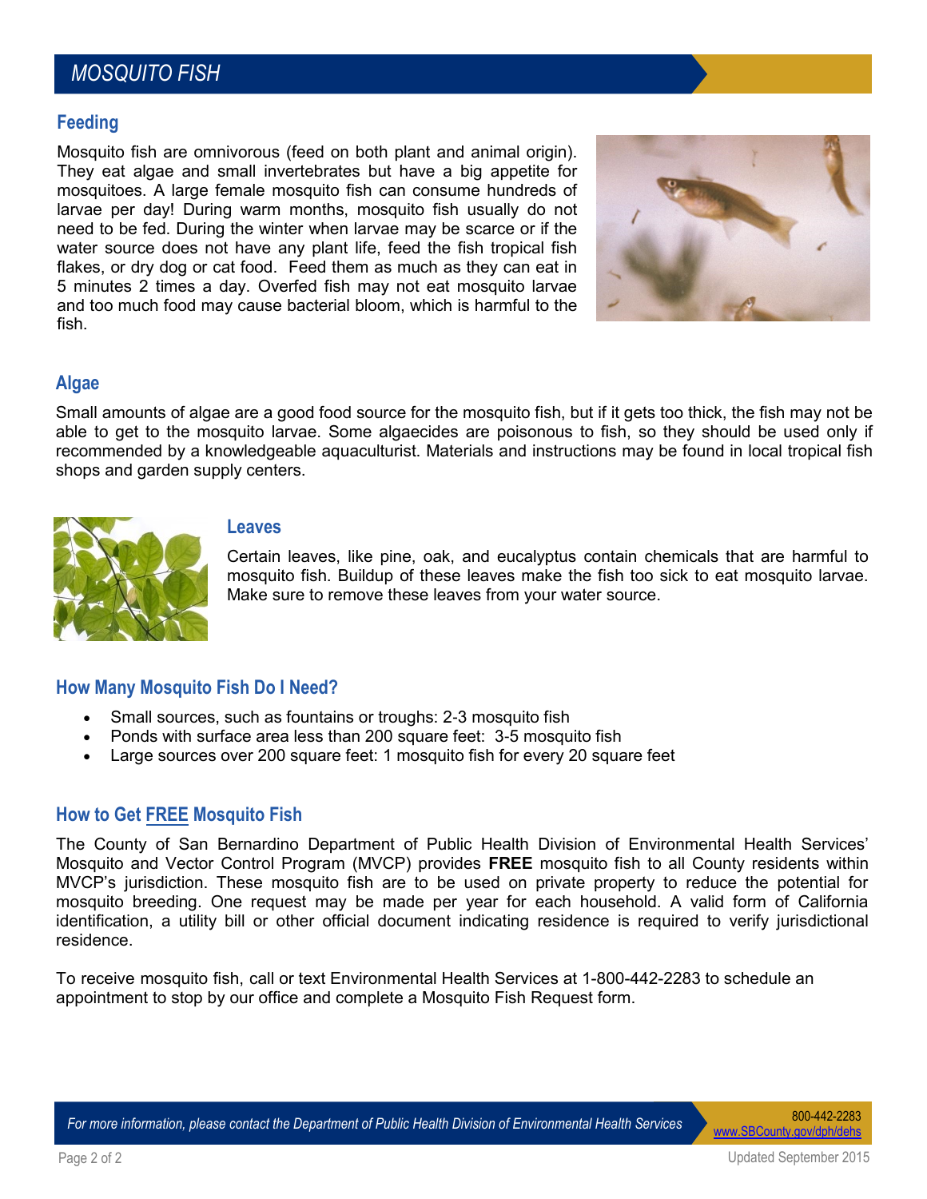# MOSQUITO FISH

## Feeding

Mosquito fish are omnivorous (feed on both plant and animal origin). They eat algae and small invertebrates but have a big appetite for mosquitoes. A large female mosquito fish can consume hundreds of larvae per day! During warm months, mosquito fish usually do not need to be fed. During the winter when larvae may be scarce or if the water source does not have any plant life, feed the fish tropical fish flakes, or dry dog or cat food. Feed them as much as they can eat in 5 minutes 2 times a day. Overfed fish may not eat mosquito larvae and too much food may cause bacterial bloom, which is harmful to the fish.

## Algae

Small amounts of algae are a good food source for the mosquito fish, but if it gets too thick, the fish may not be able to get to the mosquito larvae. Some algaecides are poisonous to fish, so they should be used only if recommended by a knowledgeable aquaculturist. Materials and instructions may be found in local tropical fish shops and garden supply centers.

## Leaves

Certain leaves, like pine, oak, and eucalyptus contain chemicals that are harmful to mosquito fish. Buildup of these leaves make the fish too sick to eat mosquito larvae. Make sure to remove these leaves from your water source.

## How Many Mosquito Fish Do I Need?

- Small sources, such as fountains or troughs: 2-3 mosquito fish
- Ponds with surface area less than 200 square feet: 3-5 mosquito fish
- Large sources over 200 square feet: 1 mosquito fish for every 20 square feet

## How to Get FREE Mosquito Fish

The County of San Bernardino Department of Public Health Division of Environmental Health Services' Mosquito and Vector Control Program (MVCP) provides **FREE** mosquito fish to all County residents within MVCP's jurisdiction. These mosquito fish are to be used on private property to reduce the potential for mosquito breeding. One request may be made per year for each household. A valid form of California identification, a utility bill or other official document indicating residence is required to verify jurisdictional residence.

To receive mosquito fish, call or text Environmental Health Services at 1-800-442-2283 to schedule an appointment to stop by our office and complete a Mosquito Fish Request form.

*For more information, please contact the Department of Public Health Division of Environmental Health Services*

800-442-2283
www.SBCounty.gov/dph/dehs

Updated September 2015